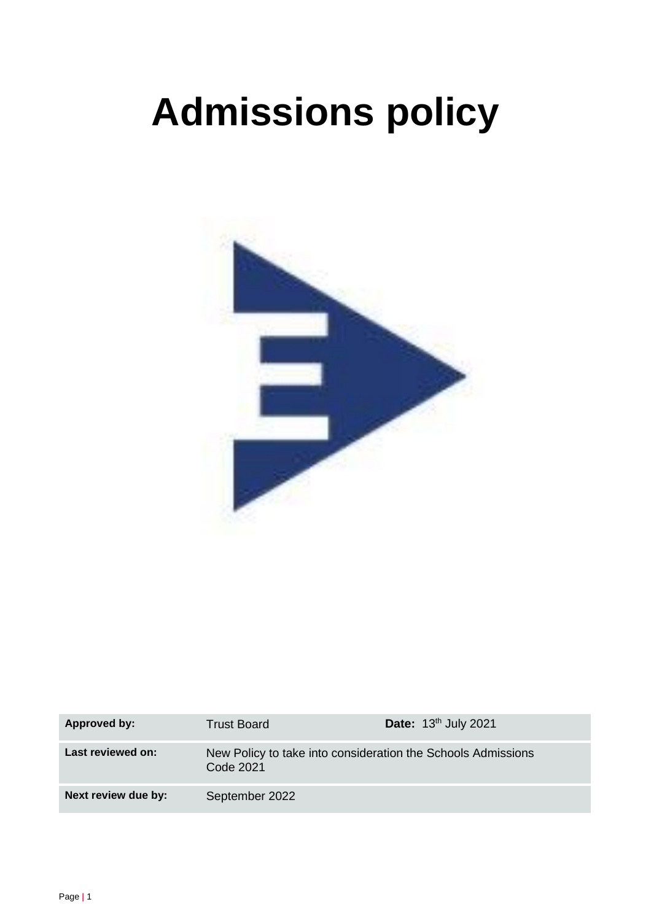# Admissions policy

| Approved by: | Trust Board | Date: 13th July 2021 |
|---|---|---|
| Last reviewed on: | New Policy to take into consideration the Schools Admissions Code 2021 | |
| Next review due by: | September 2022 | |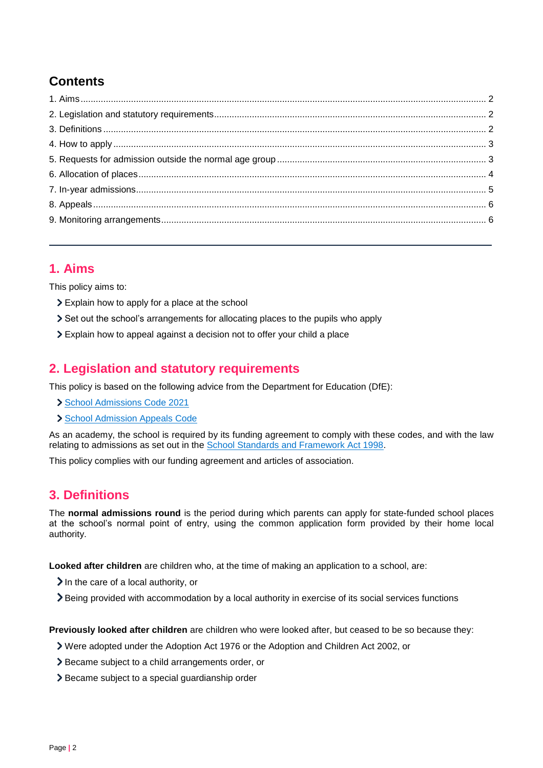## Contents

1. Aims ........ 2
2. Legislation and statutory requirements ........ 2
3. Definitions ........ 2
4. How to apply ........ 3
5. Requests for admission outside the normal age group ........ 3
6. Allocation of places ........ 4
7. In-year admissions ........ 5
8. Appeals ........ 6
9. Monitoring arrangements ........ 6

---

## 1. Aims

This policy aims to:

- Explain how to apply for a place at the school
- Set out the school's arrangements for allocating places to the pupils who apply
- Explain how to appeal against a decision not to offer your child a place

## 2. Legislation and statutory requirements

This policy is based on the following advice from the Department for Education (DfE):

- School Admissions Code 2021
- School Admission Appeals Code

As an academy, the school is required by its funding agreement to comply with these codes, and with the law relating to admissions as set out in the School Standards and Framework Act 1998.

This policy complies with our funding agreement and articles of association.

## 3. Definitions

The **normal admissions round** is the period during which parents can apply for state-funded school places at the school's normal point of entry, using the common application form provided by their home local authority.

**Looked after children** are children who, at the time of making an application to a school, are:

- In the care of a local authority, or
- Being provided with accommodation by a local authority in exercise of its social services functions

**Previously looked after children** are children who were looked after, but ceased to be so because they:

- Were adopted under the Adoption Act 1976 or the Adoption and Children Act 2002, or
- Became subject to a child arrangements order, or
- Became subject to a special guardianship order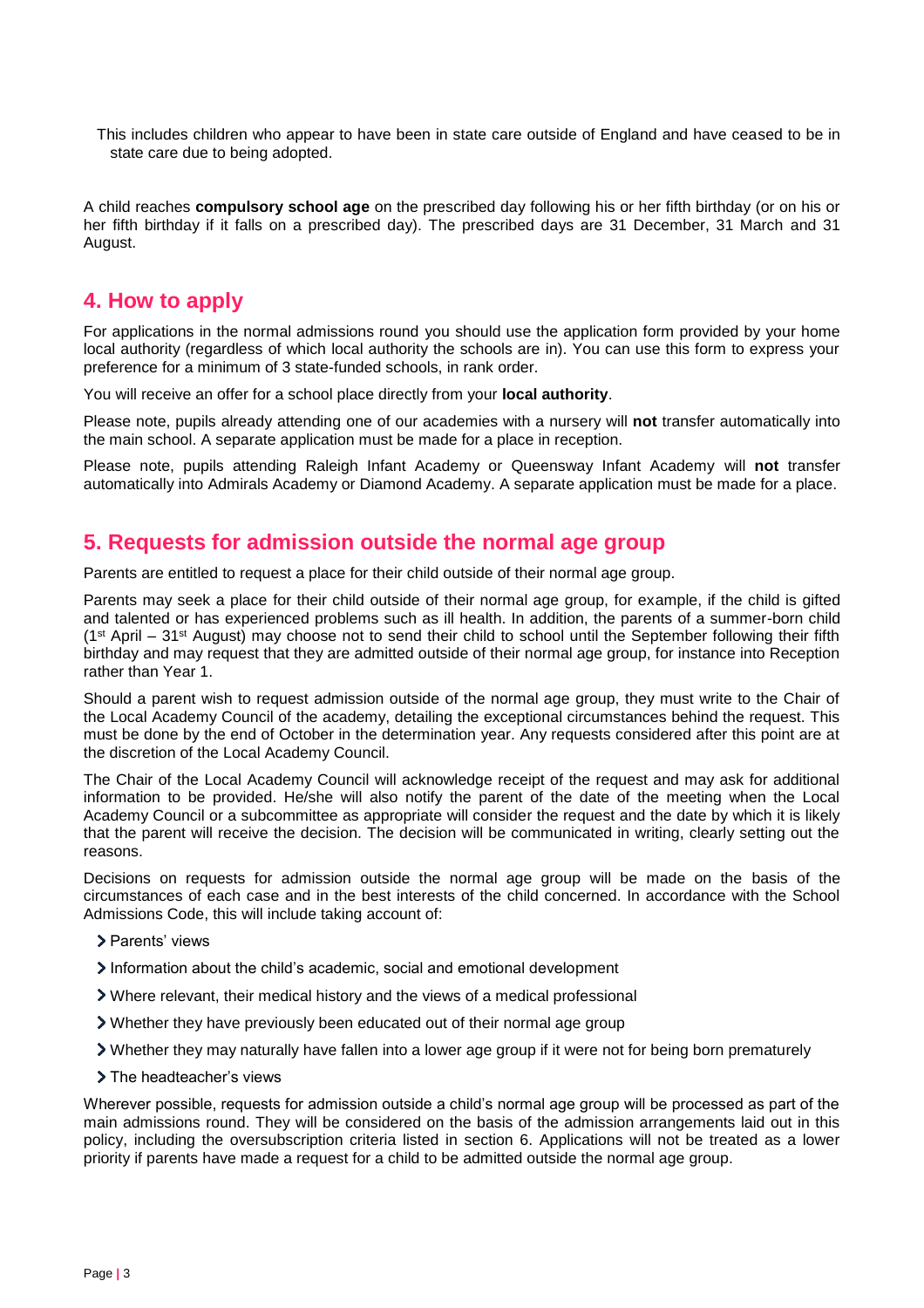This includes children who appear to have been in state care outside of England and have ceased to be in state care due to being adopted.

A child reaches **compulsory school age** on the prescribed day following his or her fifth birthday (or on his or her fifth birthday if it falls on a prescribed day). The prescribed days are 31 December, 31 March and 31 August.

## 4. How to apply

For applications in the normal admissions round you should use the application form provided by your home local authority (regardless of which local authority the schools are in). You can use this form to express your preference for a minimum of 3 state-funded schools, in rank order.

You will receive an offer for a school place directly from your **local authority**.

Please note, pupils already attending one of our academies with a nursery will **not** transfer automatically into the main school. A separate application must be made for a place in reception.

Please note, pupils attending Raleigh Infant Academy or Queensway Infant Academy will **not** transfer automatically into Admirals Academy or Diamond Academy. A separate application must be made for a place.

## 5. Requests for admission outside the normal age group

Parents are entitled to request a place for their child outside of their normal age group.

Parents may seek a place for their child outside of their normal age group, for example, if the child is gifted and talented or has experienced problems such as ill health. In addition, the parents of a summer-born child (1st April – 31st August) may choose not to send their child to school until the September following their fifth birthday and may request that they are admitted outside of their normal age group, for instance into Reception rather than Year 1.

Should a parent wish to request admission outside of the normal age group, they must write to the Chair of the Local Academy Council of the academy, detailing the exceptional circumstances behind the request. This must be done by the end of October in the determination year. Any requests considered after this point are at the discretion of the Local Academy Council.

The Chair of the Local Academy Council will acknowledge receipt of the request and may ask for additional information to be provided. He/she will also notify the parent of the date of the meeting when the Local Academy Council or a subcommittee as appropriate will consider the request and the date by which it is likely that the parent will receive the decision. The decision will be communicated in writing, clearly setting out the reasons.

Decisions on requests for admission outside the normal age group will be made on the basis of the circumstances of each case and in the best interests of the child concerned. In accordance with the School Admissions Code, this will include taking account of:

- Parents' views
- Information about the child's academic, social and emotional development
- Where relevant, their medical history and the views of a medical professional
- Whether they have previously been educated out of their normal age group
- Whether they may naturally have fallen into a lower age group if it were not for being born prematurely
- The headteacher's views

Wherever possible, requests for admission outside a child's normal age group will be processed as part of the main admissions round. They will be considered on the basis of the admission arrangements laid out in this policy, including the oversubscription criteria listed in section 6. Applications will not be treated as a lower priority if parents have made a request for a child to be admitted outside the normal age group.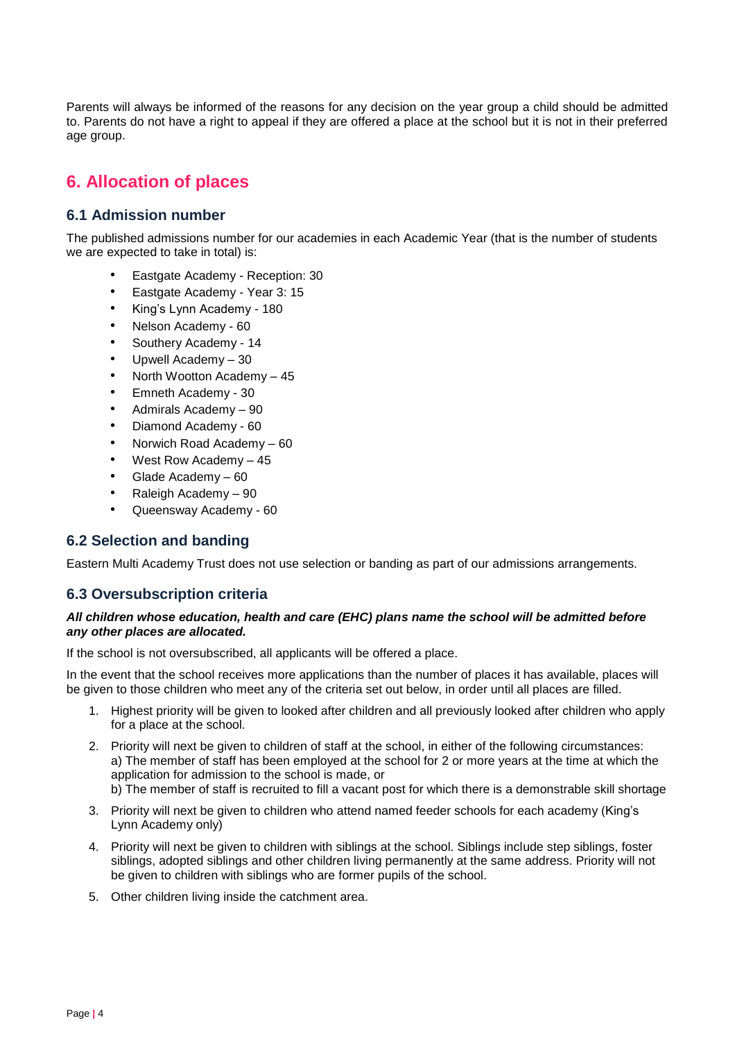Parents will always be informed of the reasons for any decision on the year group a child should be admitted to. Parents do not have a right to appeal if they are offered a place at the school but it is not in their preferred age group.

## 6. Allocation of places

### 6.1 Admission number

The published admissions number for our academies in each Academic Year (that is the number of students we are expected to take in total) is:

- Eastgate Academy - Reception: 30
- Eastgate Academy - Year 3: 15
- King's Lynn Academy - 180
- Nelson Academy - 60
- Southery Academy - 14
- Upwell Academy – 30
- North Wootton Academy – 45
- Emneth Academy - 30
- Admirals Academy – 90
- Diamond Academy - 60
- Norwich Road Academy – 60
- West Row Academy – 45
- Glade Academy – 60
- Raleigh Academy – 90
- Queensway Academy - 60

### 6.2 Selection and banding

Eastern Multi Academy Trust does not use selection or banding as part of our admissions arrangements.

### 6.3 Oversubscription criteria

***All children whose education, health and care (EHC) plans name the school will be admitted before any other places are allocated.***

If the school is not oversubscribed, all applicants will be offered a place.

In the event that the school receives more applications than the number of places it has available, places will be given to those children who meet any of the criteria set out below, in order until all places are filled.

1. Highest priority will be given to looked after children and all previously looked after children who apply for a place at the school.
2. Priority will next be given to children of staff at the school, in either of the following circumstances:
   a) The member of staff has been employed at the school for 2 or more years at the time at which the application for admission to the school is made, or
   b) The member of staff is recruited to fill a vacant post for which there is a demonstrable skill shortage
3. Priority will next be given to children who attend named feeder schools for each academy (King's Lynn Academy only)
4. Priority will next be given to children with siblings at the school. Siblings include step siblings, foster siblings, adopted siblings and other children living permanently at the same address. Priority will not be given to children with siblings who are former pupils of the school.
5. Other children living inside the catchment area.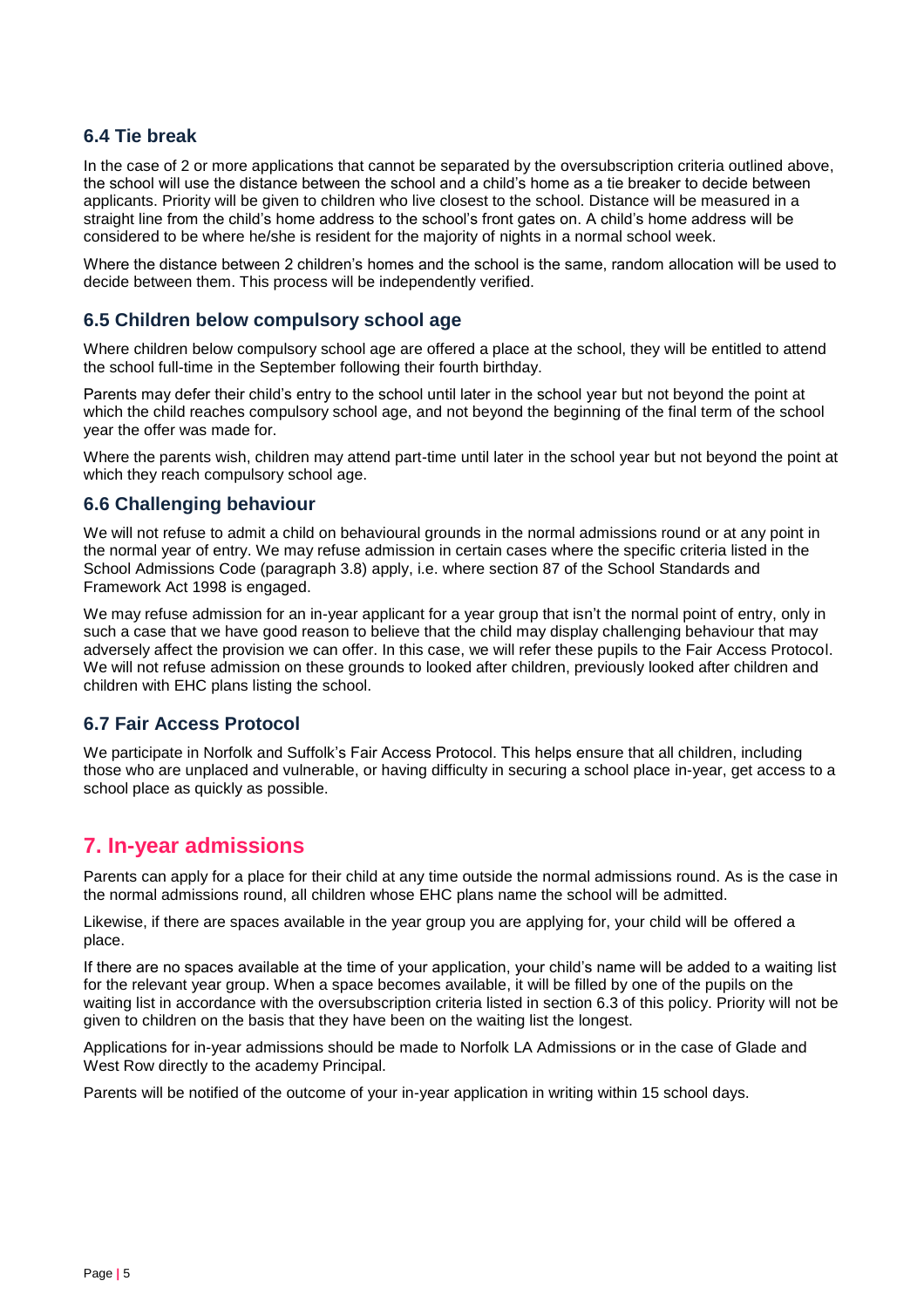### 6.4 Tie break

In the case of 2 or more applications that cannot be separated by the oversubscription criteria outlined above, the school will use the distance between the school and a child's home as a tie breaker to decide between applicants. Priority will be given to children who live closest to the school. Distance will be measured in a straight line from the child's home address to the school's front gates on. A child's home address will be considered to be where he/she is resident for the majority of nights in a normal school week.

Where the distance between 2 children's homes and the school is the same, random allocation will be used to decide between them. This process will be independently verified.

### 6.5 Children below compulsory school age

Where children below compulsory school age are offered a place at the school, they will be entitled to attend the school full-time in the September following their fourth birthday.

Parents may defer their child's entry to the school until later in the school year but not beyond the point at which the child reaches compulsory school age, and not beyond the beginning of the final term of the school year the offer was made for.

Where the parents wish, children may attend part-time until later in the school year but not beyond the point at which they reach compulsory school age.

### 6.6 Challenging behaviour

We will not refuse to admit a child on behavioural grounds in the normal admissions round or at any point in the normal year of entry. We may refuse admission in certain cases where the specific criteria listed in the School Admissions Code (paragraph 3.8) apply, i.e. where section 87 of the School Standards and Framework Act 1998 is engaged.

We may refuse admission for an in-year applicant for a year group that isn't the normal point of entry, only in such a case that we have good reason to believe that the child may display challenging behaviour that may adversely affect the provision we can offer. In this case, we will refer these pupils to the Fair Access Protocol. We will not refuse admission on these grounds to looked after children, previously looked after children and children with EHC plans listing the school.

### 6.7 Fair Access Protocol

We participate in Norfolk and Suffolk's Fair Access Protocol. This helps ensure that all children, including those who are unplaced and vulnerable, or having difficulty in securing a school place in-year, get access to a school place as quickly as possible.

## 7. In-year admissions

Parents can apply for a place for their child at any time outside the normal admissions round. As is the case in the normal admissions round, all children whose EHC plans name the school will be admitted.

Likewise, if there are spaces available in the year group you are applying for, your child will be offered a place.

If there are no spaces available at the time of your application, your child's name will be added to a waiting list for the relevant year group. When a space becomes available, it will be filled by one of the pupils on the waiting list in accordance with the oversubscription criteria listed in section 6.3 of this policy. Priority will not be given to children on the basis that they have been on the waiting list the longest.

Applications for in-year admissions should be made to Norfolk LA Admissions or in the case of Glade and West Row directly to the academy Principal.

Parents will be notified of the outcome of your in-year application in writing within 15 school days.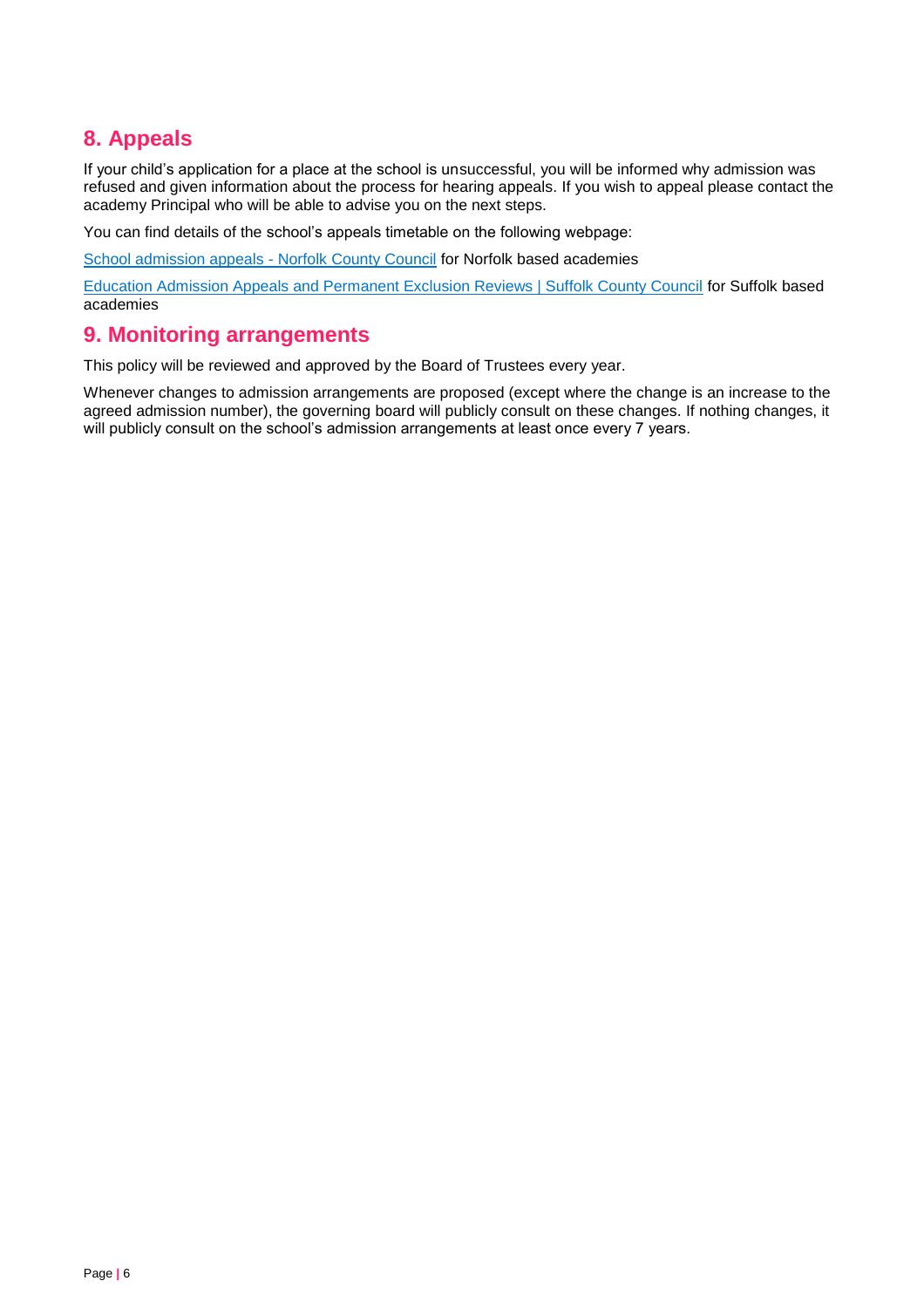## 8. Appeals

If your child's application for a place at the school is unsuccessful, you will be informed why admission was refused and given information about the process for hearing appeals. If you wish to appeal please contact the academy Principal who will be able to advise you on the next steps.

You can find details of the school's appeals timetable on the following webpage:

School admission appeals - Norfolk County Council for Norfolk based academies

Education Admission Appeals and Permanent Exclusion Reviews | Suffolk County Council for Suffolk based academies

## 9. Monitoring arrangements

This policy will be reviewed and approved by the Board of Trustees every year.

Whenever changes to admission arrangements are proposed (except where the change is an increase to the agreed admission number), the governing board will publicly consult on these changes. If nothing changes, it will publicly consult on the school's admission arrangements at least once every 7 years.